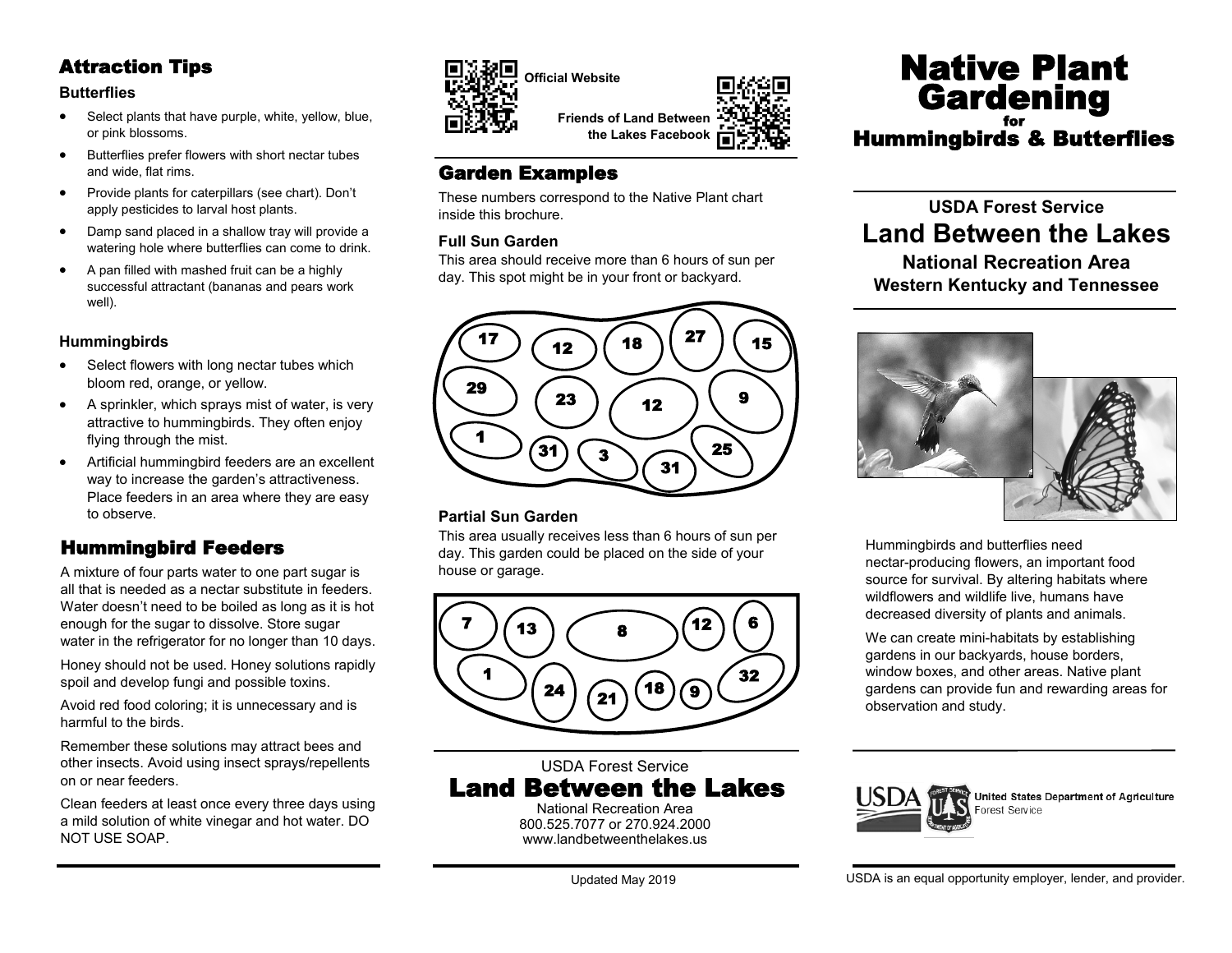## Attraction Tips

### Butterflies

- Select plants that have purple, white, yellow, blue, or pink blossoms.
- Butterflies prefer flowers with short nectar tubes and wide, flat rims.
- Provide plants for caterpillars (see chart). Don't apply pesticides to larval host plants.
- Damp sand placed in a shallow tray will provide a watering hole where butterflies can come to drink.
- A pan filled with mashed fruit can be a highly successful attractant (bananas and pears work well).

### Hummingbirds

- Select flowers with long nectar tubes which bloom red, orange, or yellow.
- A sprinkler, which sprays mist of water, is very attractive to hummingbirds. They often enjoy flying through the mist.
- Artificial hummingbird feeders are an excellent way to increase the garden's attractiveness. Place feeders in an area where they are easy to observe.

## Hummingbird Feeders

A mixture of four parts water to one part sugar is all that is needed as a nectar substitute in feeders. Water doesn't need to be boiled as long as it is hot enough for the sugar to dissolve. Store sugar water in the refrigerator for no longer than 10 days.

Honey should not be used. Honey solutions rapidly spoil and develop fungi and possible toxins.

Avoid red food coloring; it is unnecessary and is harmful to the birds.

Remember these solutions may attract bees and other insects. Avoid using insect sprays/repellents on or near feeders.

Clean feeders at least once every three days using a mild solution of white vinegar and hot water. DO NOT USE SOAP.

Official Website

Friends of Land Between the Lakes Facebook

## Garden Examples

These numbers correspond to the Native Plant chart inside this brochure.

### Full Sun Garden

This area should receive more than 6 hours of sun per day. This spot might be in your front or backyard.

17, 12, 18, 27, 15, 29, 23, 12, 9, 1, 31, 3, 31, 25

### Partial Sun Garden

This area usually receives less than 6 hours of sun per day. This garden could be placed on the side of your house or garage.

7, 13, 8, 12, 6, 1, 24, 21, 18, 9, 32

USDA Forest Service

**Land Between the Lakes**

National Recreation Area
800.525.7077 or 270.924.2000
www.landbetweenthelakes.us

Updated May 2019

# Native Plant Gardening for Hummingbirds & Butterflies

**USDA Forest Service**

## Land Between the Lakes

**National Recreation Area**
**Western Kentucky and Tennessee**

Hummingbirds and butterflies need nectar-producing flowers, an important food source for survival. By altering habitats where wildflowers and wildlife live, humans have decreased diversity of plants and animals.

We can create mini-habitats by establishing gardens in our backyards, house borders, window boxes, and other areas. Native plant gardens can provide fun and rewarding areas for observation and study.

USDA — United States Department of Agriculture, Forest Service

USDA is an equal opportunity employer, lender, and provider.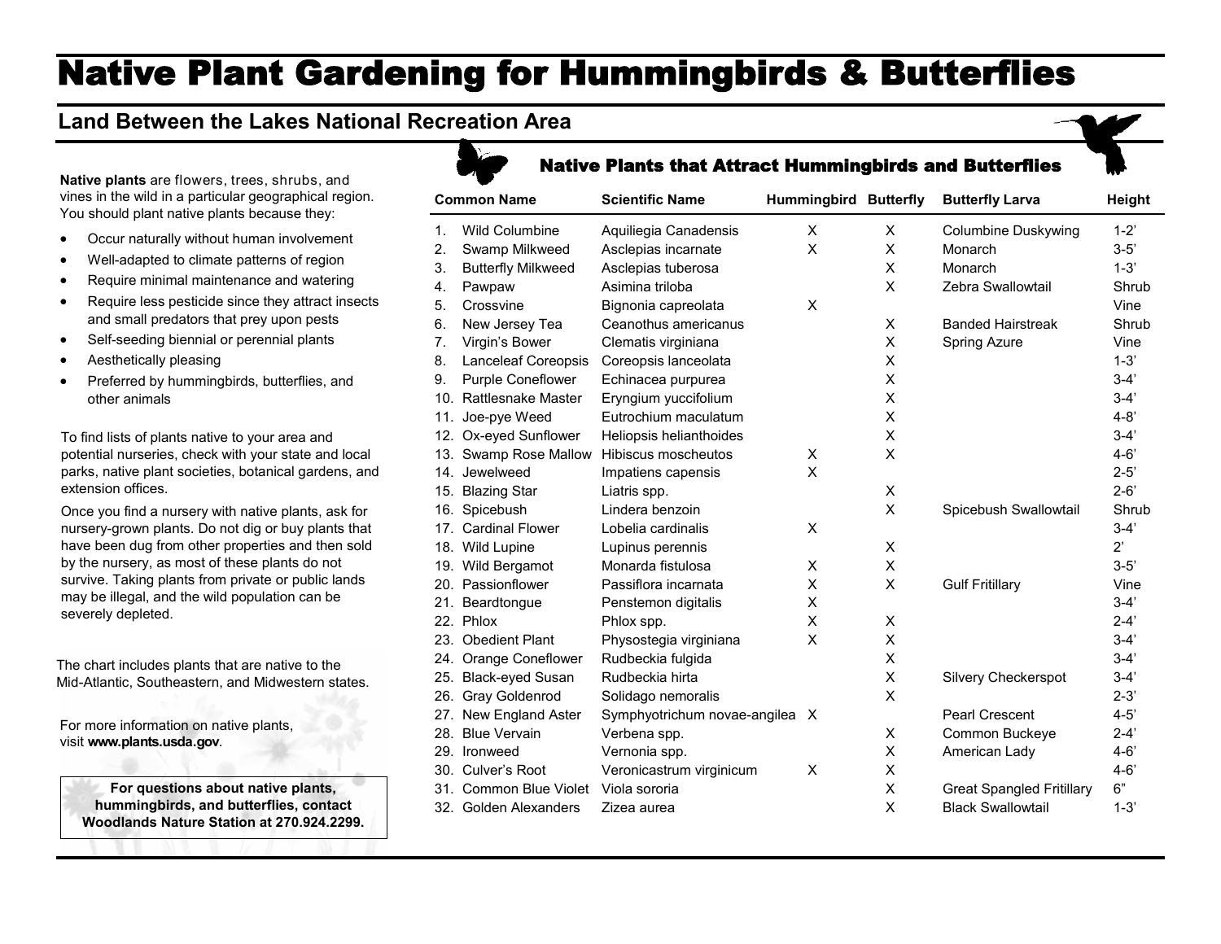# Native Plant Gardening for Hummingbirds & Butterflies

## Land Between the Lakes National Recreation Area

**Native plants** are flowers, trees, shrubs, and vines in the wild in a particular geographical region. You should plant native plants because they:

- Occur naturally without human involvement
- Well-adapted to climate patterns of region
- Require minimal maintenance and watering
- Require less pesticide since they attract insects and small predators that prey upon pests
- Self-seeding biennial or perennial plants
- Aesthetically pleasing
- Preferred by hummingbirds, butterflies, and other animals

To find lists of plants native to your area and potential nurseries, check with your state and local parks, native plant societies, botanical gardens, and extension offices.

Once you find a nursery with native plants, ask for nursery-grown plants. Do not dig or buy plants that have been dug from other properties and then sold by the nursery, as most of these plants do not survive. Taking plants from private or public lands may be illegal, and the wild population can be severely depleted.

The chart includes plants that are native to the Mid-Atlantic, Southeastern, and Midwestern states.

For more information on native plants, visit **www.plants.usda.gov**.

**For questions about native plants, hummingbirds, and butterflies, contact Woodlands Nature Station at 270.924.2299.**

### Native Plants that Attract Hummingbirds and Butterflies

| | Common Name | Scientific Name | Hummingbird | Butterfly | Butterfly Larva | Height |
|---|---|---|---|---|---|---|
| 1. | Wild Columbine | Aquiliegia Canadensis | X | X | Columbine Duskywing | 1-2' |
| 2. | Swamp Milkweed | Asclepias incarnate | X | X | Monarch | 3-5' |
| 3. | Butterfly Milkweed | Asclepias tuberosa | | X | Monarch | 1-3' |
| 4. | Pawpaw | Asimina triloba | | X | Zebra Swallowtail | Shrub |
| 5. | Crossvine | Bignonia capreolata | X | | | Vine |
| 6. | New Jersey Tea | Ceanothus americanus | | X | Banded Hairstreak | Shrub |
| 7. | Virgin's Bower | Clematis virginiana | | X | Spring Azure | Vine |
| 8. | Lanceleaf Coreopsis | Coreopsis lanceolata | | X | | 1-3' |
| 9. | Purple Coneflower | Echinacea purpurea | | X | | 3-4' |
| 10. | Rattlesnake Master | Eryngium yuccifolium | | X | | 3-4' |
| 11. | Joe-pye Weed | Eutrochium maculatum | | X | | 4-8' |
| 12. | Ox-eyed Sunflower | Heliopsis helianthoides | | X | | 3-4' |
| 13. | Swamp Rose Mallow | Hibiscus moscheutos | X | X | | 4-6' |
| 14. | Jewelweed | Impatiens capensis | X | | | 2-5' |
| 15. | Blazing Star | Liatris spp. | | X | | 2-6' |
| 16. | Spicebush | Lindera benzoin | | X | Spicebush Swallowtail | Shrub |
| 17. | Cardinal Flower | Lobelia cardinalis | X | | | 3-4' |
| 18. | Wild Lupine | Lupinus perennis | | X | | 2' |
| 19. | Wild Bergamot | Monarda fistulosa | X | X | | 3-5' |
| 20. | Passionflower | Passiflora incarnata | X | X | Gulf Fritillary | Vine |
| 21. | Beardtongue | Penstemon digitalis | X | | | 3-4' |
| 22. | Phlox | Phlox spp. | X | X | | 2-4' |
| 23. | Obedient Plant | Physostegia virginiana | X | X | | 3-4' |
| 24. | Orange Coneflower | Rudbeckia fulgida | | X | | 3-4' |
| 25. | Black-eyed Susan | Rudbeckia hirta | | X | Silvery Checkerspot | 3-4' |
| 26. | Gray Goldenrod | Solidago nemoralis | | X | | 2-3' |
| 27. | New England Aster | Symphyotrichum novae-angilea | X | | Pearl Crescent | 4-5' |
| 28. | Blue Vervain | Verbena spp. | | X | Common Buckeye | 2-4' |
| 29. | Ironweed | Vernonia spp. | | X | American Lady | 4-6' |
| 30. | Culver's Root | Veronicastrum virginicum | X | X | | 4-6' |
| 31. | Common Blue Violet | Viola sororia | | X | Great Spangled Fritillary | 6" |
| 32. | Golden Alexanders | Zizea aurea | | X | Black Swallowtail | 1-3' |